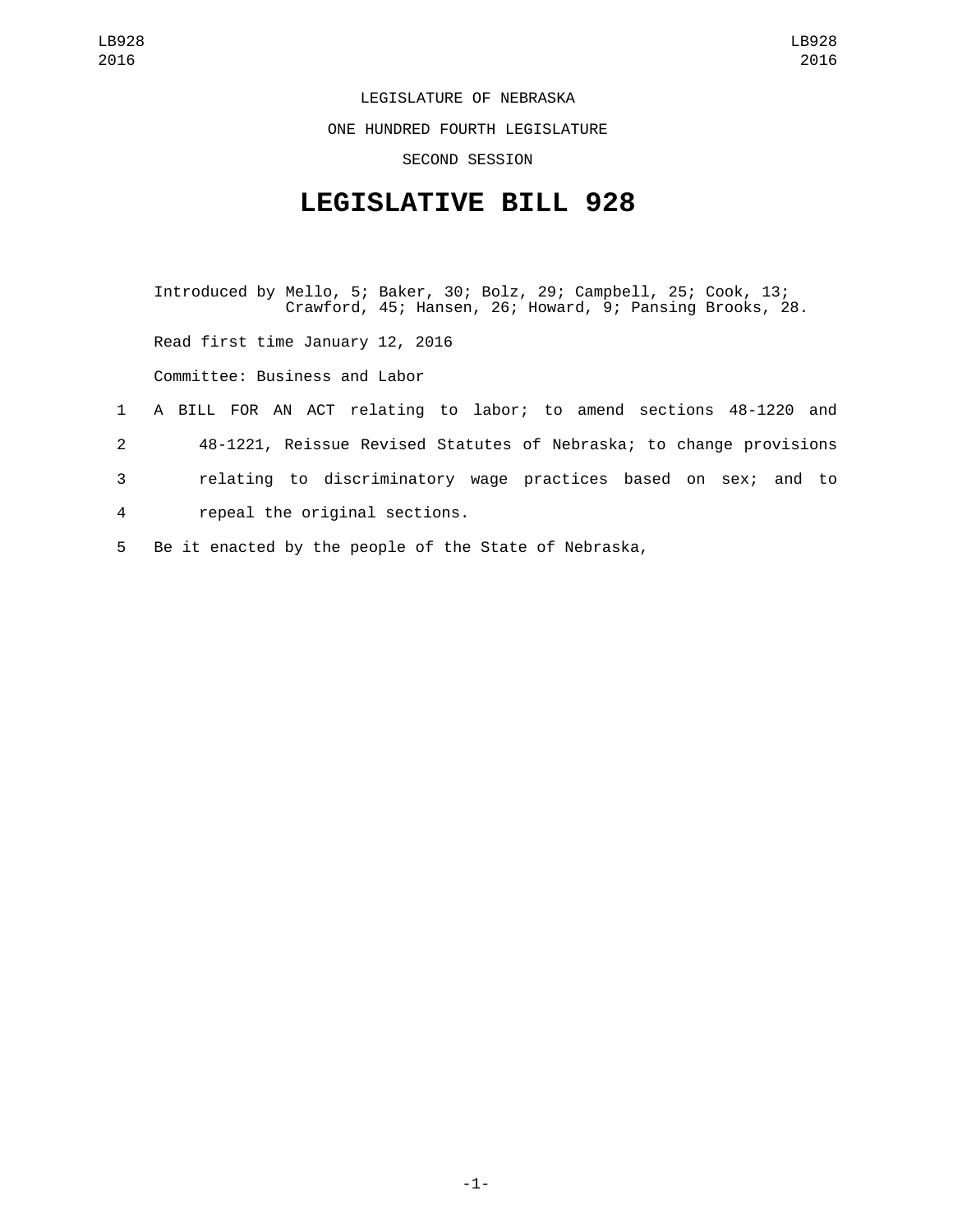LEGISLATURE OF NEBRASKA

ONE HUNDRED FOURTH LEGISLATURE

SECOND SESSION

# LEGISLATIVE BILL 928

Introduced by Mello, 5; Baker, 30; Bolz, 29; Campbell, 25; Cook, 13; Crawford, 45; Hansen, 26; Howard, 9; Pansing Brooks, 28.

Read first time January 12, 2016

Committee: Business and Labor

1 A BILL FOR AN ACT relating to labor; to amend sections 48-1220 and
2 48-1221, Reissue Revised Statutes of Nebraska; to change provisions
3 relating to discriminatory wage practices based on sex; and to
4 repeal the original sections.

5 Be it enacted by the people of the State of Nebraska,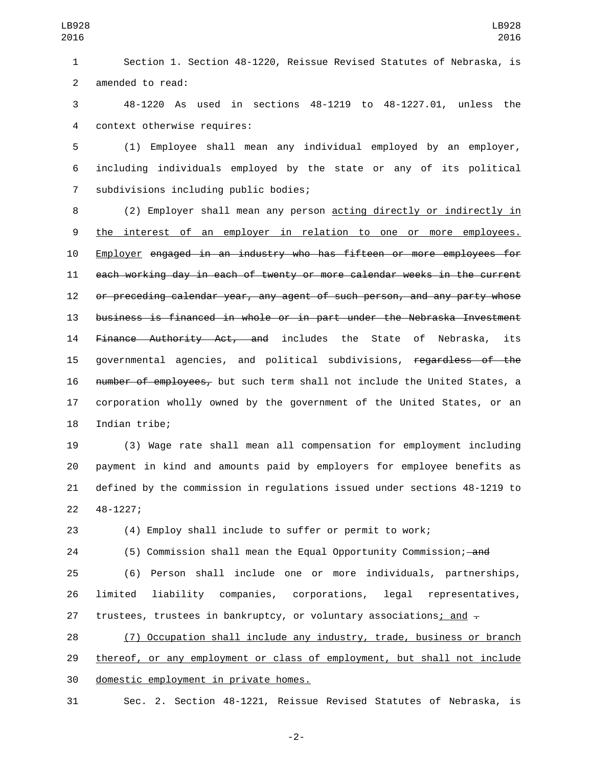Section 1. Section 48-1220, Reissue Revised Statutes of Nebraska, is amended to read:

48-1220 As used in sections 48-1219 to 48-1227.01, unless the context otherwise requires:

(1) Employee shall mean any individual employed by an employer, including individuals employed by the state or any of its political subdivisions including public bodies;

(2) Employer shall mean any person <u>acting directly or indirectly in the interest of an employer in relation to one or more employees. Employer</u> ~~engaged in an industry who has fifteen or more employees for each working day in each of twenty or more calendar weeks in the current or preceding calendar year, any agent of such person, and any party whose business is financed in whole or in part under the Nebraska Investment Finance Authority Act, and~~ includes the State of Nebraska, its governmental agencies, and political subdivisions, ~~regardless of the number of employees,~~ but such term shall not include the United States, a corporation wholly owned by the government of the United States, or an Indian tribe;

(3) Wage rate shall mean all compensation for employment including payment in kind and amounts paid by employers for employee benefits as defined by the commission in regulations issued under sections 48-1219 to 48-1227;

(4) Employ shall include to suffer or permit to work;

(5) Commission shall mean the Equal Opportunity Commission;~~ and~~

(6) Person shall include one or more individuals, partnerships, limited liability companies, corporations, legal representatives, trustees, trustees in bankruptcy, or voluntary associations<u>; and</u> ~~.~~

<u>(7) Occupation shall include any industry, trade, business or branch thereof, or any employment or class of employment, but shall not include domestic employment in private homes.</u>

Sec. 2. Section 48-1221, Reissue Revised Statutes of Nebraska, is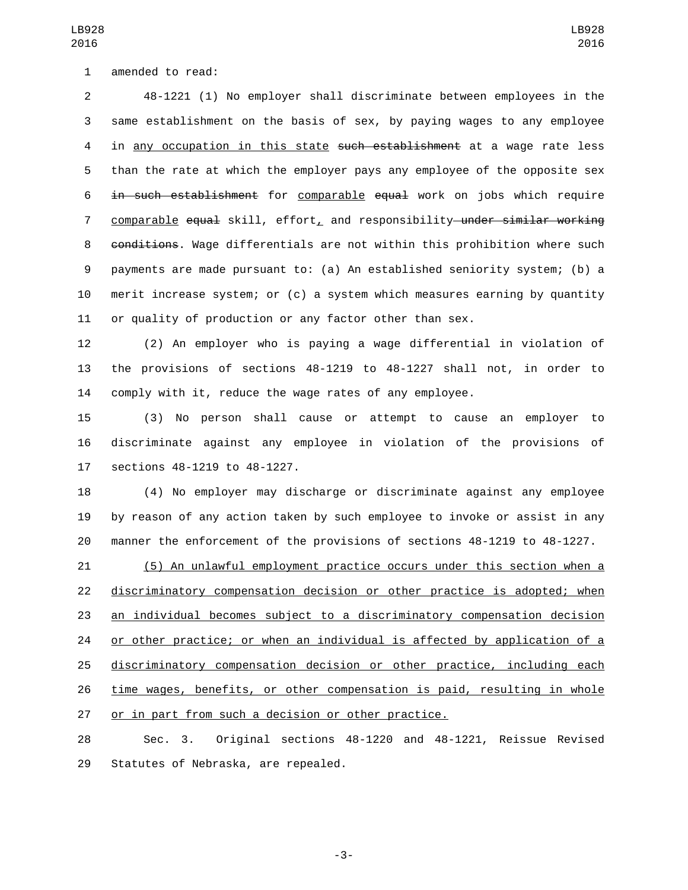amended to read:

48-1221 (1) No employer shall discriminate between employees in the same establishment on the basis of sex, by paying wages to any employee in <u>any occupation in this state</u> ~~such establishment~~ at a wage rate less than the rate at which the employer pays any employee of the opposite sex ~~in such establishment~~ for <u>comparable</u> ~~equal~~ work on jobs which require <u>comparable</u> ~~equal~~ skill, effort<u>,</u> and responsibility~~ under similar working conditions~~. Wage differentials are not within this prohibition where such payments are made pursuant to: (a) An established seniority system; (b) a merit increase system; or (c) a system which measures earning by quantity or quality of production or any factor other than sex.

(2) An employer who is paying a wage differential in violation of the provisions of sections 48-1219 to 48-1227 shall not, in order to comply with it, reduce the wage rates of any employee.

(3) No person shall cause or attempt to cause an employer to discriminate against any employee in violation of the provisions of sections 48-1219 to 48-1227.

(4) No employer may discharge or discriminate against any employee by reason of any action taken by such employee to invoke or assist in any manner the enforcement of the provisions of sections 48-1219 to 48-1227.

<u>(5) An unlawful employment practice occurs under this section when a discriminatory compensation decision or other practice is adopted; when an individual becomes subject to a discriminatory compensation decision or other practice; or when an individual is affected by application of a discriminatory compensation decision or other practice, including each time wages, benefits, or other compensation is paid, resulting in whole or in part from such a decision or other practice.</u>

Sec. 3. Original sections 48-1220 and 48-1221, Reissue Revised Statutes of Nebraska, are repealed.